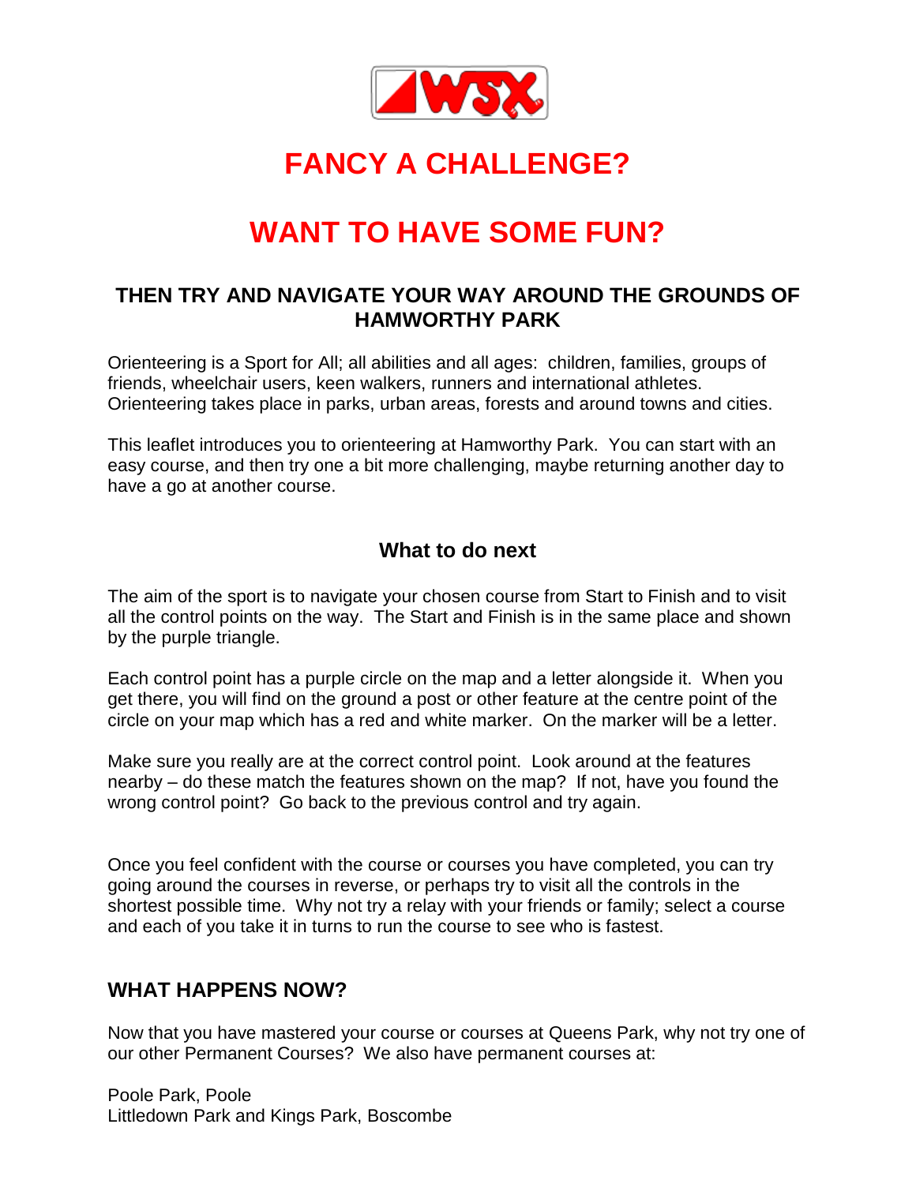# FANCY A CHALLENGE?

# WANT TO HAVE SOME FUN?

### THEN TRY AND NAVIGATE YOUR WAY AROUND THE GROUNDS OF HAMWORTHY PARK

Orienteering is a Sport for All; all abilities and all ages: children, families, groups of friends, wheelchair users, keen walkers, runners and international athletes. Orienteering takes place in parks, urban areas, forests and around towns and cities.

This leaflet introduces you to orienteering at Hamworthy Park. You can start with an easy course, and then try one a bit more challenging, maybe returning another day to have a go at another course.

### What to do next

The aim of the sport is to navigate your chosen course from Start to Finish and to visit all the control points on the way. The Start and Finish is in the same place and shown by the purple triangle.

Each control point has a purple circle on the map and a letter alongside it. When you get there, you will find on the ground a post or other feature at the centre point of the circle on your map which has a red and white marker. On the marker will be a letter.

Make sure you really are at the correct control point. Look around at the features nearby – do these match the features shown on the map? If not, have you found the wrong control point? Go back to the previous control and try again.

Once you feel confident with the course or courses you have completed, you can try going around the courses in reverse, or perhaps try to visit all the controls in the shortest possible time. Why not try a relay with your friends or family; select a course and each of you take it in turns to run the course to see who is fastest.

## WHAT HAPPENS NOW?

Now that you have mastered your course or courses at Queens Park, why not try one of our other Permanent Courses? We also have permanent courses at:

Poole Park, Poole
Littledown Park and Kings Park, Boscombe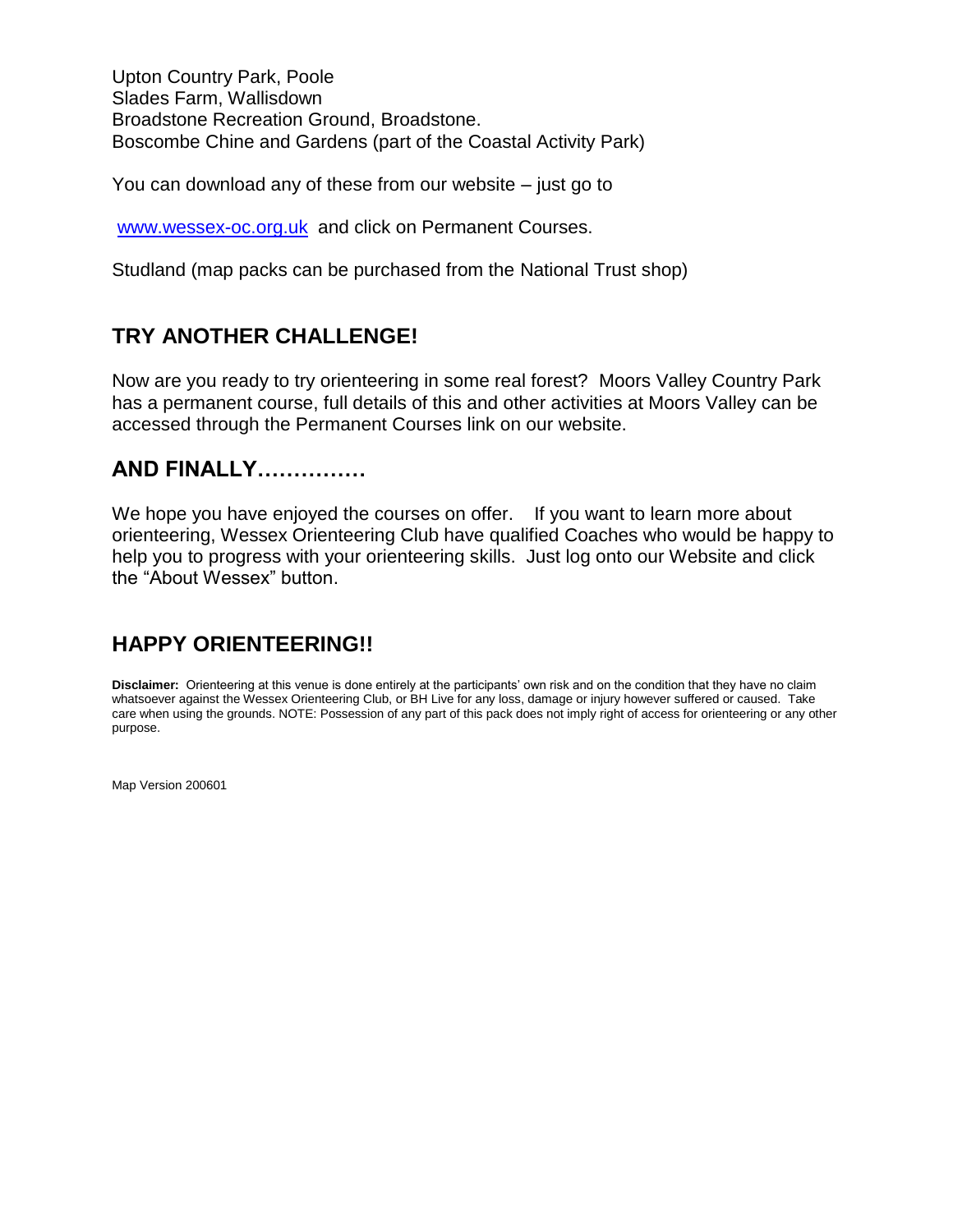Upton Country Park, Poole
Slades Farm, Wallisdown
Broadstone Recreation Ground, Broadstone.
Boscombe Chine and Gardens (part of the Coastal Activity Park)

You can download any of these from our website – just go to

[www.wessex-oc.org.uk](http://www.wessex-oc.org.uk) and click on Permanent Courses.

Studland (map packs can be purchased from the National Trust shop)

## TRY ANOTHER CHALLENGE!

Now are you ready to try orienteering in some real forest? Moors Valley Country Park has a permanent course, full details of this and other activities at Moors Valley can be accessed through the Permanent Courses link on our website.

## AND FINALLY……………

We hope you have enjoyed the courses on offer. If you want to learn more about orienteering, Wessex Orienteering Club have qualified Coaches who would be happy to help you to progress with your orienteering skills. Just log onto our Website and click the "About Wessex" button.

## HAPPY ORIENTEERING!!

**Disclaimer:** Orienteering at this venue is done entirely at the participants' own risk and on the condition that they have no claim whatsoever against the Wessex Orienteering Club, or BH Live for any loss, damage or injury however suffered or caused. Take care when using the grounds. NOTE: Possession of any part of this pack does not imply right of access for orienteering or any other purpose.

Map Version 200601